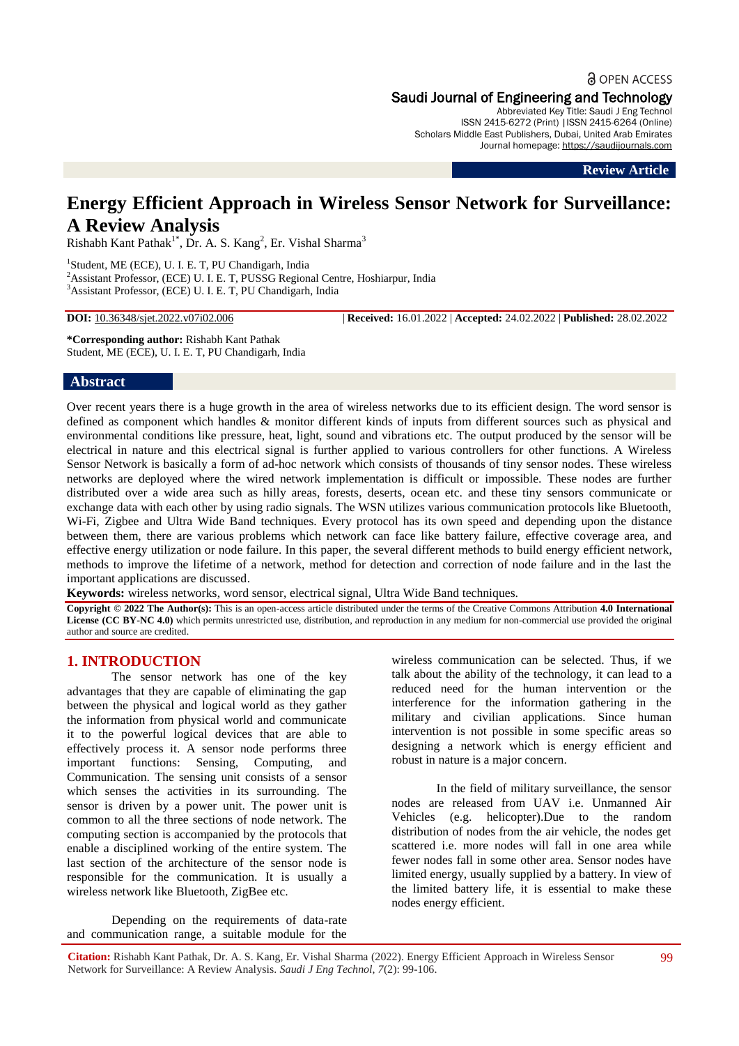OPEN ACCESS

**Saudi Journal of Engineering and Technology**
Abbreviated Key Title: Saudi J Eng Technol
ISSN 2415-6272 (Print) |ISSN 2415-6264 (Online)
Scholars Middle East Publishers, Dubai, United Arab Emirates
Journal homepage: https://saudijournals.com

**Review Article**

# Energy Efficient Approach in Wireless Sensor Network for Surveillance: A Review Analysis

Rishabh Kant Pathak[1*], Dr. A. S. Kang[2], Er. Vishal Sharma[3]

[1]Student, ME (ECE), U. I. E. T, PU Chandigarh, India
[2]Assistant Professor, (ECE) U. I. E. T, PUSSG Regional Centre, Hoshiarpur, India
[3]Assistant Professor, (ECE) U. I. E. T, PU Chandigarh, India

**DOI:** 10.36348/sjet.2022.v07i02.006 | **Received:** 16.01.2022 | **Accepted:** 24.02.2022 | **Published:** 28.02.2022

**\*Corresponding author:** Rishabh Kant Pathak
Student, ME (ECE), U. I. E. T, PU Chandigarh, India

## Abstract

Over recent years there is a huge growth in the area of wireless networks due to its efficient design. The word sensor is defined as component which handles & monitor different kinds of inputs from different sources such as physical and environmental conditions like pressure, heat, light, sound and vibrations etc. The output produced by the sensor will be electrical in nature and this electrical signal is further applied to various controllers for other functions. A Wireless Sensor Network is basically a form of ad-hoc network which consists of thousands of tiny sensor nodes. These wireless networks are deployed where the wired network implementation is difficult or impossible. These nodes are further distributed over a wide area such as hilly areas, forests, deserts, ocean etc. and these tiny sensors communicate or exchange data with each other by using radio signals. The WSN utilizes various communication protocols like Bluetooth, Wi-Fi, Zigbee and Ultra Wide Band techniques. Every protocol has its own speed and depending upon the distance between them, there are various problems which network can face like battery failure, effective coverage area, and effective energy utilization or node failure. In this paper, the several different methods to build energy efficient network, methods to improve the lifetime of a network, method for detection and correction of node failure and in the last the important applications are discussed.

**Keywords:** wireless networks, word sensor, electrical signal, Ultra Wide Band techniques.

**Copyright © 2022 The Author(s):** This is an open-access article distributed under the terms of the Creative Commons Attribution **4.0 International License (CC BY-NC 4.0)** which permits unrestricted use, distribution, and reproduction in any medium for non-commercial use provided the original author and source are credited.

## 1. INTRODUCTION

The sensor network has one of the key advantages that they are capable of eliminating the gap between the physical and logical world as they gather the information from physical world and communicate it to the powerful logical devices that are able to effectively process it. A sensor node performs three important functions: Sensing, Computing, and Communication. The sensing unit consists of a sensor which senses the activities in its surrounding. The sensor is driven by a power unit. The power unit is common to all the three sections of node network. The computing section is accompanied by the protocols that enable a disciplined working of the entire system. The last section of the architecture of the sensor node is responsible for the communication. It is usually a wireless network like Bluetooth, ZigBee etc.

Depending on the requirements of data-rate and communication range, a suitable module for the wireless communication can be selected. Thus, if we talk about the ability of the technology, it can lead to a reduced need for the human intervention or the interference for the information gathering in the military and civilian applications. Since human intervention is not possible in some specific areas so designing a network which is energy efficient and robust in nature is a major concern.

In the field of military surveillance, the sensor nodes are released from UAV i.e. Unmanned Air Vehicles (e.g. helicopter).Due to the random distribution of nodes from the air vehicle, the nodes get scattered i.e. more nodes will fall in one area while fewer nodes fall in some other area. Sensor nodes have limited energy, usually supplied by a battery. In view of the limited battery life, it is essential to make these nodes energy efficient.

**Citation:** Rishabh Kant Pathak, Dr. A. S. Kang, Er. Vishal Sharma (2022). Energy Efficient Approach in Wireless Sensor Network for Surveillance: A Review Analysis. *Saudi J Eng Technol, 7*(2): 99-106.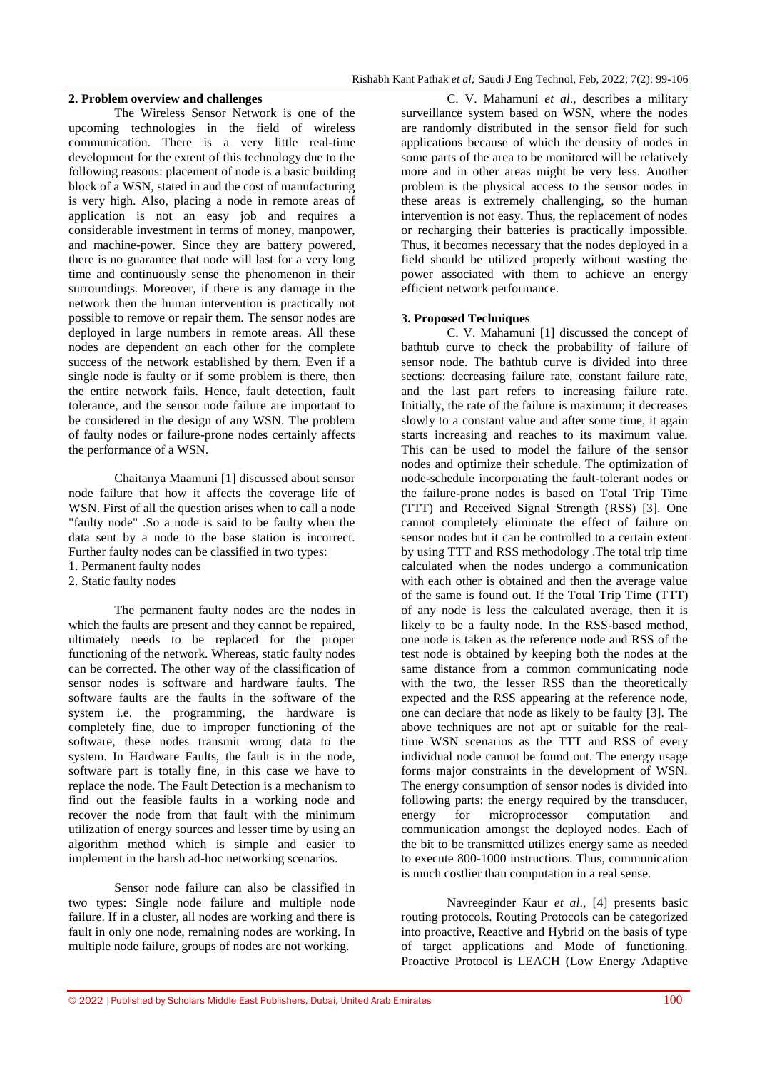## 2. Problem overview and challenges

The Wireless Sensor Network is one of the upcoming technologies in the field of wireless communication. There is a very little real-time development for the extent of this technology due to the following reasons: placement of node is a basic building block of a WSN, stated in and the cost of manufacturing is very high. Also, placing a node in remote areas of application is not an easy job and requires a considerable investment in terms of money, manpower, and machine-power. Since they are battery powered, there is no guarantee that node will last for a very long time and continuously sense the phenomenon in their surroundings. Moreover, if there is any damage in the network then the human intervention is practically not possible to remove or repair them. The sensor nodes are deployed in large numbers in remote areas. All these nodes are dependent on each other for the complete success of the network established by them. Even if a single node is faulty or if some problem is there, then the entire network fails. Hence, fault detection, fault tolerance, and the sensor node failure are important to be considered in the design of any WSN. The problem of faulty nodes or failure-prone nodes certainly affects the performance of a WSN.

Chaitanya Maamuni [1] discussed about sensor node failure that how it affects the coverage life of WSN. First of all the question arises when to call a node "faulty node" .So a node is said to be faulty when the data sent by a node to the base station is incorrect. Further faulty nodes can be classified in two types:

1. Permanent faulty nodes
2. Static faulty nodes

The permanent faulty nodes are the nodes in which the faults are present and they cannot be repaired, ultimately needs to be replaced for the proper functioning of the network. Whereas, static faulty nodes can be corrected. The other way of the classification of sensor nodes is software and hardware faults. The software faults are the faults in the software of the system i.e. the programming, the hardware is completely fine, due to improper functioning of the software, these nodes transmit wrong data to the system. In Hardware Faults, the fault is in the node, software part is totally fine, in this case we have to replace the node. The Fault Detection is a mechanism to find out the feasible faults in a working node and recover the node from that fault with the minimum utilization of energy sources and lesser time by using an algorithm method which is simple and easier to implement in the harsh ad-hoc networking scenarios.

Sensor node failure can also be classified in two types: Single node failure and multiple node failure. If in a cluster, all nodes are working and there is fault in only one node, remaining nodes are working. In multiple node failure, groups of nodes are not working.

C. V. Mahamuni *et al*., describes a military surveillance system based on WSN, where the nodes are randomly distributed in the sensor field for such applications because of which the density of nodes in some parts of the area to be monitored will be relatively more and in other areas might be very less. Another problem is the physical access to the sensor nodes in these areas is extremely challenging, so the human intervention is not easy. Thus, the replacement of nodes or recharging their batteries is practically impossible. Thus, it becomes necessary that the nodes deployed in a field should be utilized properly without wasting the power associated with them to achieve an energy efficient network performance.

## 3. Proposed Techniques

C. V. Mahamuni [1] discussed the concept of bathtub curve to check the probability of failure of sensor node. The bathtub curve is divided into three sections: decreasing failure rate, constant failure rate, and the last part refers to increasing failure rate. Initially, the rate of the failure is maximum; it decreases slowly to a constant value and after some time, it again starts increasing and reaches to its maximum value. This can be used to model the failure of the sensor nodes and optimize their schedule. The optimization of node-schedule incorporating the fault-tolerant nodes or the failure-prone nodes is based on Total Trip Time (TTT) and Received Signal Strength (RSS) [3]. One cannot completely eliminate the effect of failure on sensor nodes but it can be controlled to a certain extent by using TTT and RSS methodology .The total trip time calculated when the nodes undergo a communication with each other is obtained and then the average value of the same is found out. If the Total Trip Time (TTT) of any node is less the calculated average, then it is likely to be a faulty node. In the RSS-based method, one node is taken as the reference node and RSS of the test node is obtained by keeping both the nodes at the same distance from a common communicating node with the two, the lesser RSS than the theoretically expected and the RSS appearing at the reference node, one can declare that node as likely to be faulty [3]. The above techniques are not apt or suitable for the real-time WSN scenarios as the TTT and RSS of every individual node cannot be found out. The energy usage forms major constraints in the development of WSN. The energy consumption of sensor nodes is divided into following parts: the energy required by the transducer, energy for microprocessor computation and communication amongst the deployed nodes. Each of the bit to be transmitted utilizes energy same as needed to execute 800-1000 instructions. Thus, communication is much costlier than computation in a real sense.

Navreeginder Kaur *et al*., [4] presents basic routing protocols. Routing Protocols can be categorized into proactive, Reactive and Hybrid on the basis of type of target applications and Mode of functioning. Proactive Protocol is LEACH (Low Energy Adaptive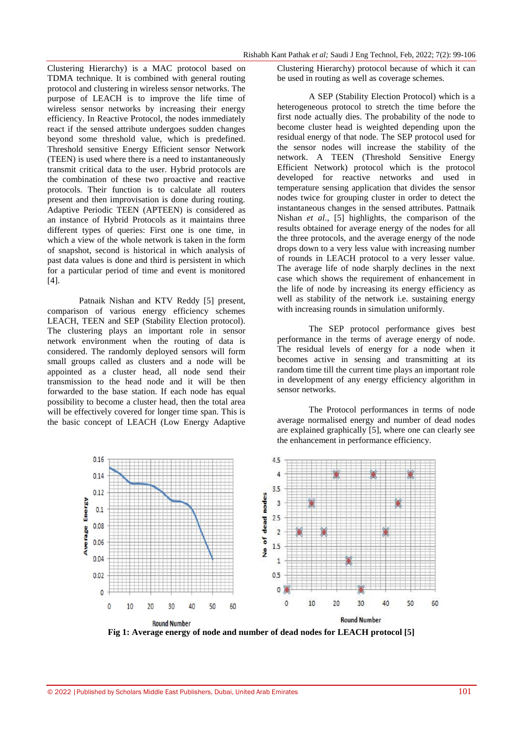Clustering Hierarchy) is a MAC protocol based on TDMA technique. It is combined with general routing protocol and clustering in wireless sensor networks. The purpose of LEACH is to improve the life time of wireless sensor networks by increasing their energy efficiency. In Reactive Protocol, the nodes immediately react if the sensed attribute undergoes sudden changes beyond some threshold value, which is predefined. Threshold sensitive Energy Efficient sensor Network (TEEN) is used where there is a need to instantaneously transmit critical data to the user. Hybrid protocols are the combination of these two proactive and reactive protocols. Their function is to calculate all routers present and then improvisation is done during routing. Adaptive Periodic TEEN (APTEEN) is considered as an instance of Hybrid Protocols as it maintains three different types of queries: First one is one time, in which a view of the whole network is taken in the form of snapshot, second is historical in which analysis of past data values is done and third is persistent in which for a particular period of time and event is monitored [4].

Patnaik Nishan and KTV Reddy [5] present, comparison of various energy efficiency schemes LEACH, TEEN and SEP (Stability Election protocol). The clustering plays an important role in sensor network environment when the routing of data is considered. The randomly deployed sensors will form small groups called as clusters and a node will be appointed as a cluster head, all node send their transmission to the head node and it will be then forwarded to the base station. If each node has equal possibility to become a cluster head, then the total area will be effectively covered for longer time span. This is the basic concept of LEACH (Low Energy Adaptive Clustering Hierarchy) protocol because of which it can be used in routing as well as coverage schemes.

A SEP (Stability Election Protocol) which is a heterogeneous protocol to stretch the time before the first node actually dies. The probability of the node to become cluster head is weighted depending upon the residual energy of that node. The SEP protocol used for the sensor nodes will increase the stability of the network. A TEEN (Threshold Sensitive Energy Efficient Network) protocol which is the protocol developed for reactive networks and used in temperature sensing application that divides the sensor nodes twice for grouping cluster in order to detect the instantaneous changes in the sensed attributes. Pattnaik Nishan *et al*., [5] highlights, the comparison of the results obtained for average energy of the nodes for all the three protocols, and the average energy of the node drops down to a very less value with increasing number of rounds in LEACH protocol to a very lesser value. The average life of node sharply declines in the next case which shows the requirement of enhancement in the life of node by increasing its energy efficiency as well as stability of the network i.e. sustaining energy with increasing rounds in simulation uniformly.

The SEP protocol performance gives best performance in the terms of average energy of node. The residual levels of energy for a node when it becomes active in sensing and transmitting at its random time till the current time plays an important role in development of any energy efficiency algorithm in sensor networks.

The Protocol performances in terms of node average normalised energy and number of dead nodes are explained graphically [5], where one can clearly see the enhancement in performance efficiency.

**Fig 1: Average energy of node and number of dead nodes for LEACH protocol [5]**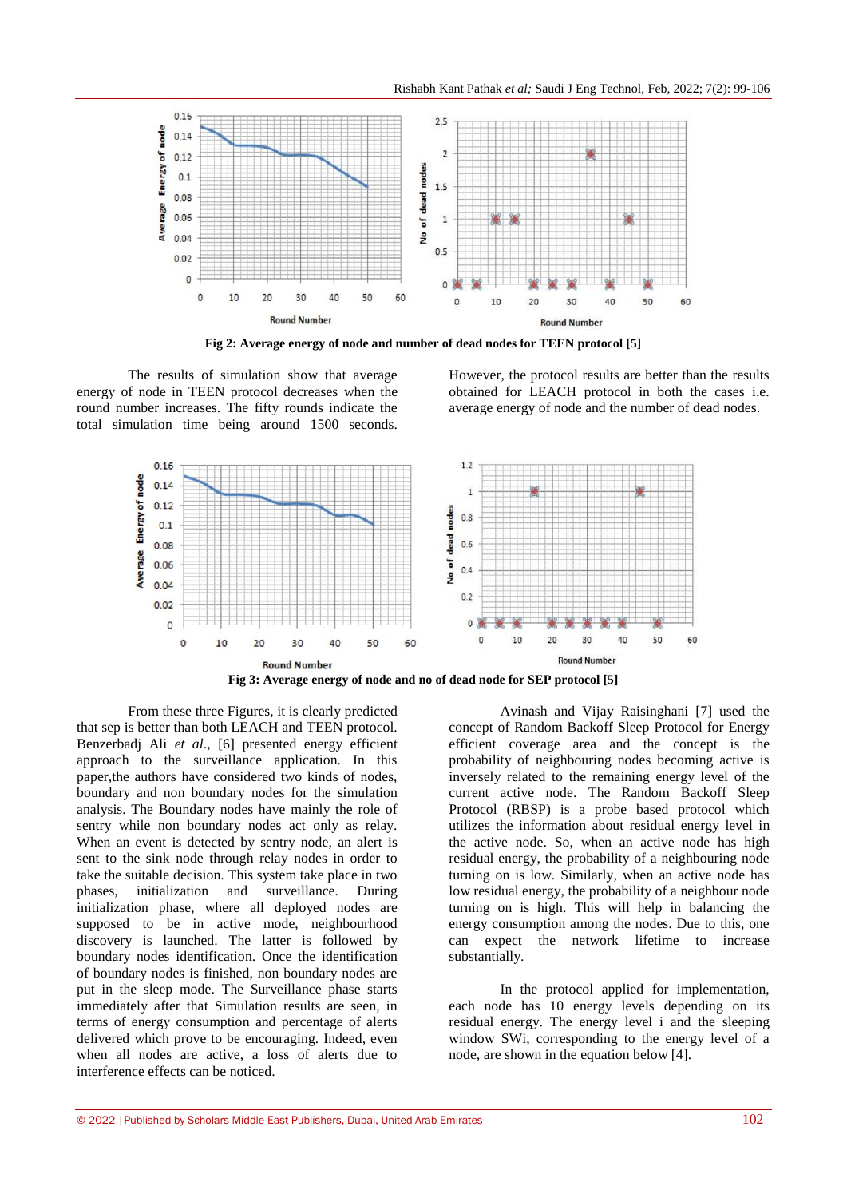Fig 2: Average energy of node and number of dead nodes for TEEN protocol [5]

The results of simulation show that average energy of node in TEEN protocol decreases when the round number increases. The fifty rounds indicate the total simulation time being around 1500 seconds. However, the protocol results are better than the results obtained for LEACH protocol in both the cases i.e. average energy of node and the number of dead nodes.

Fig 3: Average energy of node and no of dead node for SEP protocol [5]

From these three Figures, it is clearly predicted that sep is better than both LEACH and TEEN protocol. Benzerbadj Ali *et al*., [6] presented energy efficient approach to the surveillance application. In this paper,the authors have considered two kinds of nodes, boundary and non boundary nodes for the simulation analysis. The Boundary nodes have mainly the role of sentry while non boundary nodes act only as relay. When an event is detected by sentry node, an alert is sent to the sink node through relay nodes in order to take the suitable decision. This system take place in two phases, initialization and surveillance. During initialization phase, where all deployed nodes are supposed to be in active mode, neighbourhood discovery is launched. The latter is followed by boundary nodes identification. Once the identification of boundary nodes is finished, non boundary nodes are put in the sleep mode. The Surveillance phase starts immediately after that Simulation results are seen, in terms of energy consumption and percentage of alerts delivered which prove to be encouraging. Indeed, even when all nodes are active, a loss of alerts due to interference effects can be noticed.

Avinash and Vijay Raisinghani [7] used the concept of Random Backoff Sleep Protocol for Energy efficient coverage area and the concept is the probability of neighbouring nodes becoming active is inversely related to the remaining energy level of the current active node. The Random Backoff Sleep Protocol (RBSP) is a probe based protocol which utilizes the information about residual energy level in the active node. So, when an active node has high residual energy, the probability of a neighbouring node turning on is low. Similarly, when an active node has low residual energy, the probability of a neighbour node turning on is high. This will help in balancing the energy consumption among the nodes. Due to this, one can expect the network lifetime to increase substantially.

In the protocol applied for implementation, each node has 10 energy levels depending on its residual energy. The energy level i and the sleeping window $SW_i$, corresponding to the energy level of a node, are shown in the equation below [4].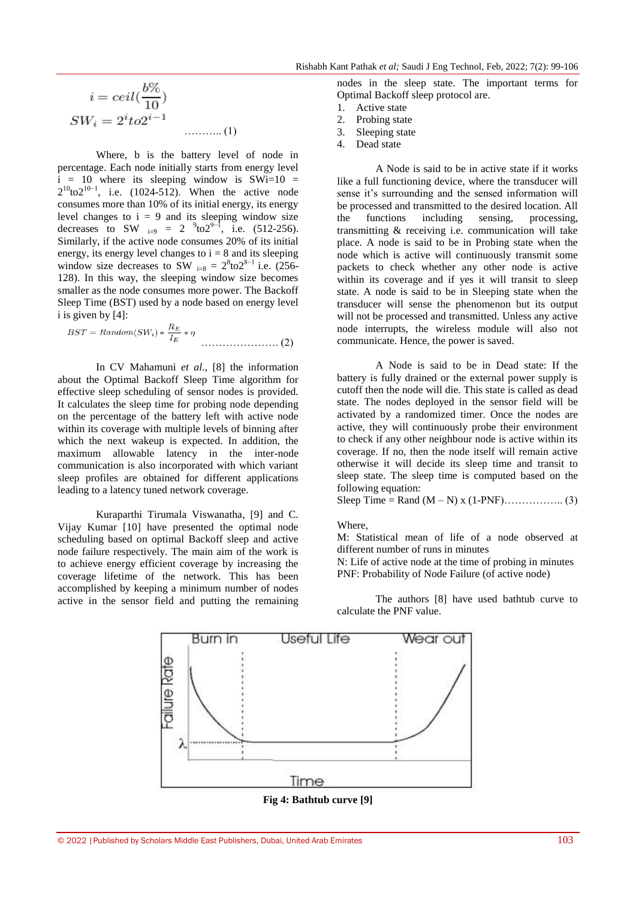$$i = ceil(\frac{b\%}{10})$$
$$SW_i = 2^i to 2^{i-1} \quad \text{.......... (1)}$$

Where, b is the battery level of node in percentage. Each node initially starts from energy level i = 10 where its sleeping window is SWi=10 = $2^{10}$to$2^{10-1}$, i.e. (1024-512). When the active node consumes more than 10% of its initial energy, its energy level changes to i = 9 and its sleeping window size decreases to SW $_{i=9}$ = 2 $^{9}$to$2^{9-1}$, i.e. (512-256). Similarly, if the active node consumes 20% of its initial energy, its energy level changes to i = 8 and its sleeping window size decreases to SW $_{i=8}$ = $2^8$to$2^{8-1}$ i.e. (256-128). In this way, the sleeping window size becomes smaller as the node consumes more power. The Backoff Sleep Time (BST) used by a node based on energy level i is given by [4]:

$$BST = Random(SW_i) * \frac{R_E}{I_E} * \eta \quad \text{.................... (2)}$$

In CV Mahamuni *et al*., [8] the information about the Optimal Backoff Sleep Time algorithm for effective sleep scheduling of sensor nodes is provided. It calculates the sleep time for probing node depending on the percentage of the battery left with active node within its coverage with multiple levels of binning after which the next wakeup is expected. In addition, the maximum allowable latency in the inter-node communication is also incorporated with which variant sleep profiles are obtained for different applications leading to a latency tuned network coverage.

Kuraparthi Tirumala Viswanatha, [9] and C. Vijay Kumar [10] have presented the optimal node scheduling based on optimal Backoff sleep and active node failure respectively. The main aim of the work is to achieve energy efficient coverage by increasing the coverage lifetime of the network. This has been accomplished by keeping a minimum number of nodes active in the sensor field and putting the remaining nodes in the sleep state. The important terms for Optimal Backoff sleep protocol are.

1. Active state
2. Probing state
3. Sleeping state
4. Dead state

A Node is said to be in active state if it works like a full functioning device, where the transducer will sense it's surrounding and the sensed information will be processed and transmitted to the desired location. All the functions including sensing, processing, transmitting & receiving i.e. communication will take place. A node is said to be in Probing state when the node which is active will continuously transmit some packets to check whether any other node is active within its coverage and if yes it will transit to sleep state. A node is said to be in Sleeping state when the transducer will sense the phenomenon but its output will not be processed and transmitted. Unless any active node interrupts, the wireless module will also not communicate. Hence, the power is saved.

A Node is said to be in Dead state: If the battery is fully drained or the external power supply is cutoff then the node will die. This state is called as dead state. The nodes deployed in the sensor field will be activated by a randomized timer. Once the nodes are active, they will continuously probe their environment to check if any other neighbour node is active within its coverage. If no, then the node itself will remain active otherwise it will decide its sleep time and transit to sleep state. The sleep time is computed based on the following equation:

Sleep Time = Rand (M – N) x (1-PNF)…………….. (3)

Where,
M: Statistical mean of life of a node observed at different number of runs in minutes
N: Life of active node at the time of probing in minutes
PNF: Probability of Node Failure (of active node)

The authors [8] have used bathtub curve to calculate the PNF value.

**Fig 4: Bathtub curve [9]**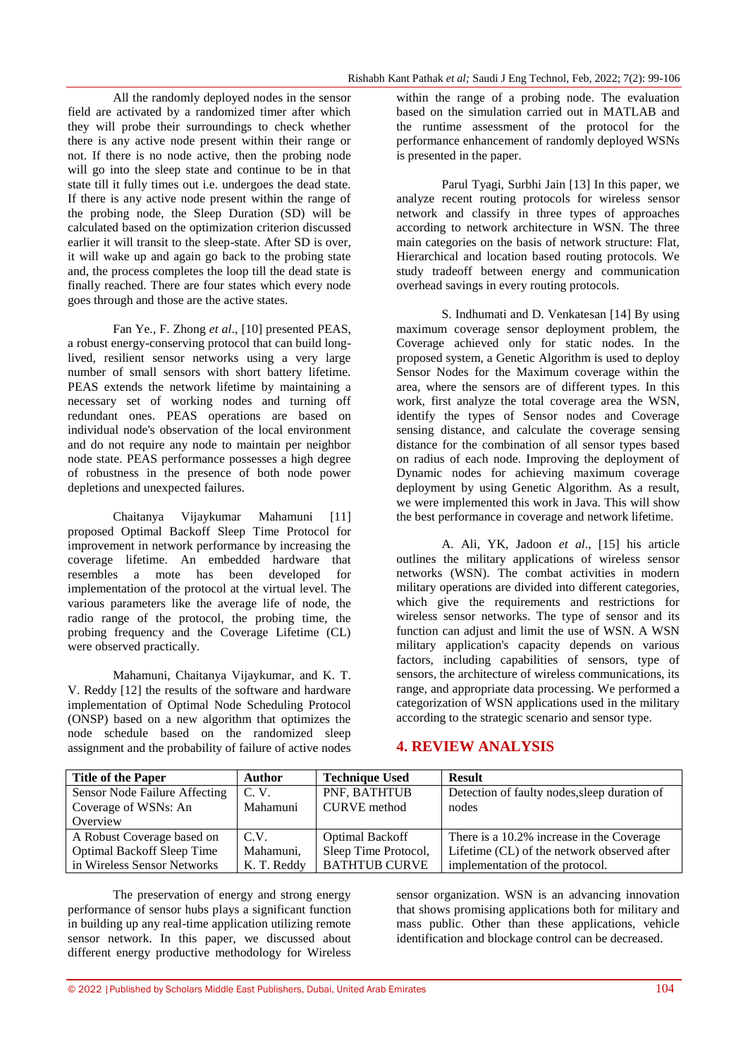All the randomly deployed nodes in the sensor field are activated by a randomized timer after which they will probe their surroundings to check whether there is any active node present within their range or not. If there is no node active, then the probing node will go into the sleep state and continue to be in that state till it fully times out i.e. undergoes the dead state. If there is any active node present within the range of the probing node, the Sleep Duration (SD) will be calculated based on the optimization criterion discussed earlier it will transit to the sleep-state. After SD is over, it will wake up and again go back to the probing state and, the process completes the loop till the dead state is finally reached. There are four states which every node goes through and those are the active states.

Fan Ye., F. Zhong *et al*., [10] presented PEAS, a robust energy-conserving protocol that can build long-lived, resilient sensor networks using a very large number of small sensors with short battery lifetime. PEAS extends the network lifetime by maintaining a necessary set of working nodes and turning off redundant ones. PEAS operations are based on individual node's observation of the local environment and do not require any node to maintain per neighbor node state. PEAS performance possesses a high degree of robustness in the presence of both node power depletions and unexpected failures.

Chaitanya Vijaykumar Mahamuni [11] proposed Optimal Backoff Sleep Time Protocol for improvement in network performance by increasing the coverage lifetime. An embedded hardware that resembles a mote has been developed for implementation of the protocol at the virtual level. The various parameters like the average life of node, the radio range of the protocol, the probing time, the probing frequency and the Coverage Lifetime (CL) were observed practically.

Mahamuni, Chaitanya Vijaykumar, and K. T. V. Reddy [12] the results of the software and hardware implementation of Optimal Node Scheduling Protocol (ONSP) based on a new algorithm that optimizes the node schedule based on the randomized sleep assignment and the probability of failure of active nodes within the range of a probing node. The evaluation based on the simulation carried out in MATLAB and the runtime assessment of the protocol for the performance enhancement of randomly deployed WSNs is presented in the paper.

Parul Tyagi, Surbhi Jain [13] In this paper, we analyze recent routing protocols for wireless sensor network and classify in three types of approaches according to network architecture in WSN. The three main categories on the basis of network structure: Flat, Hierarchical and location based routing protocols. We study tradeoff between energy and communication overhead savings in every routing protocols.

S. Indhumati and D. Venkatesan [14] By using maximum coverage sensor deployment problem, the Coverage achieved only for static nodes. In the proposed system, a Genetic Algorithm is used to deploy Sensor Nodes for the Maximum coverage within the area, where the sensors are of different types. In this work, first analyze the total coverage area the WSN, identify the types of Sensor nodes and Coverage sensing distance, and calculate the coverage sensing distance for the combination of all sensor types based on radius of each node. Improving the deployment of Dynamic nodes for achieving maximum coverage deployment by using Genetic Algorithm. As a result, we were implemented this work in Java. This will show the best performance in coverage and network lifetime.

A. Ali, YK, Jadoon *et al*., [15] his article outlines the military applications of wireless sensor networks (WSN). The combat activities in modern military operations are divided into different categories, which give the requirements and restrictions for wireless sensor networks. The type of sensor and its function can adjust and limit the use of WSN. A WSN military application's capacity depends on various factors, including capabilities of sensors, type of sensors, the architecture of wireless communications, its range, and appropriate data processing. We performed a categorization of WSN applications used in the military according to the strategic scenario and sensor type.

## 4. REVIEW ANALYSIS

| Title of the Paper | Author | Technique Used | Result |
|---|---|---|---|
| Sensor Node Failure Affecting Coverage of WSNs: An Overview | C. V. Mahamuni | PNF, BATHTUB CURVE method | Detection of faulty nodes,sleep duration of nodes |
| A Robust Coverage based on Optimal Backoff Sleep Time in Wireless Sensor Networks | C.V. Mahamuni, K. T. Reddy | Optimal Backoff Sleep Time Protocol, BATHTUB CURVE | There is a 10.2% increase in the Coverage Lifetime (CL) of the network observed after implementation of the protocol. |

The preservation of energy and strong energy performance of sensor hubs plays a significant function in building up any real-time application utilizing remote sensor network. In this paper, we discussed about different energy productive methodology for Wireless sensor organization. WSN is an advancing innovation that shows promising applications both for military and mass public. Other than these applications, vehicle identification and blockage control can be decreased.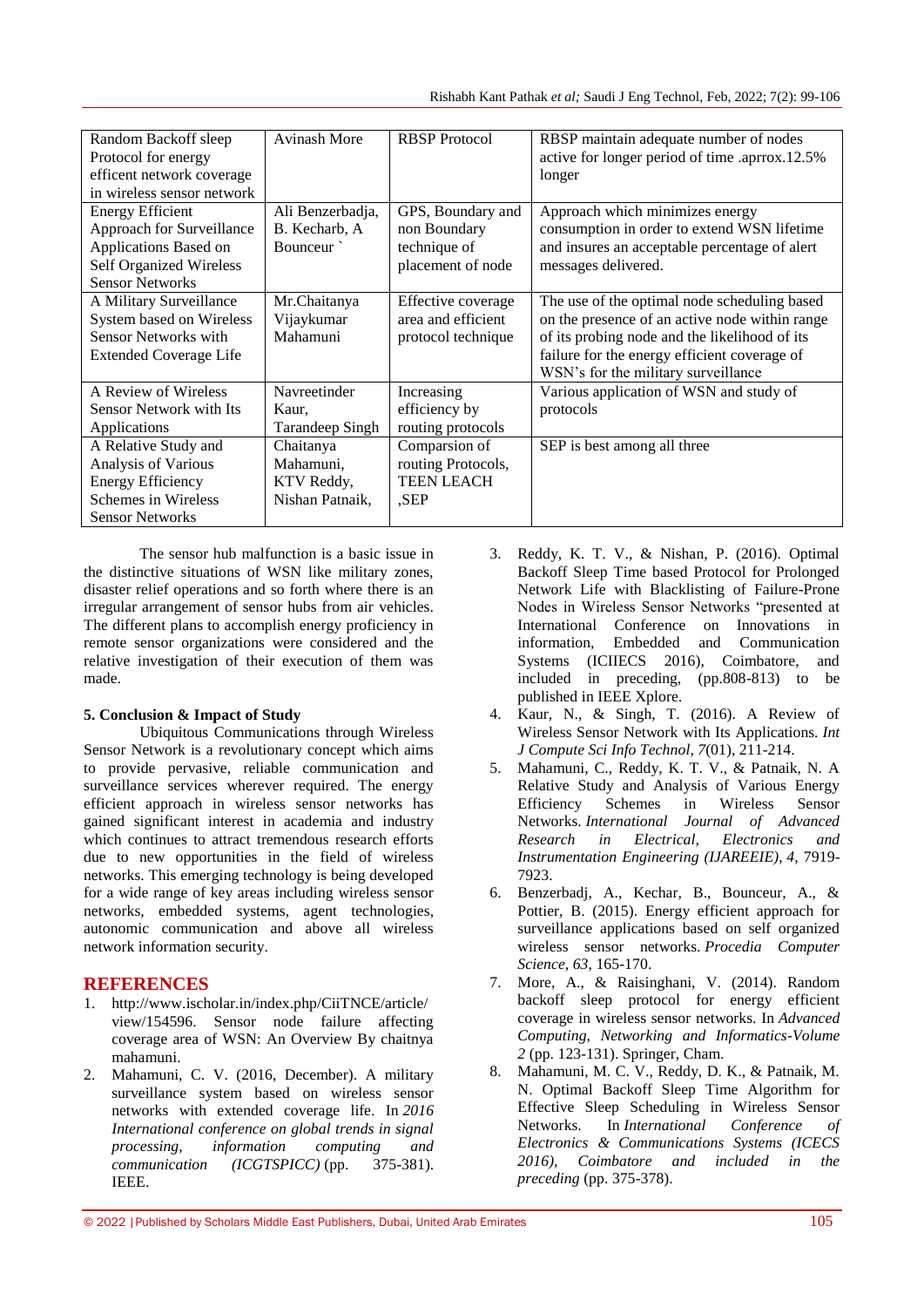| Random Backoff sleep Protocol for energy efficent network coverage in wireless sensor network | Avinash More | RBSP Protocol | RBSP maintain adequate number of nodes active for longer period of time .aprrox.12.5% longer |
|---|---|---|---|
| Energy Efficient Approach for Surveillance Applications Based on Self Organized Wireless Sensor Networks | Ali Benzerbadja, B. Kecharb, A Bounceur ` | GPS, Boundary and non Boundary technique of placement of node | Approach which minimizes energy consumption in order to extend WSN lifetime and insures an acceptable percentage of alert messages delivered. |
| A Military Surveillance System based on Wireless Sensor Networks with Extended Coverage Life | Mr.Chaitanya Vijaykumar Mahamuni | Effective coverage area and efficient protocol technique | The use of the optimal node scheduling based on the presence of an active node within range of its probing node and the likelihood of its failure for the energy efficient coverage of WSN's for the military surveillance |
| A Review of Wireless Sensor Network with Its Applications | Navreetinder Kaur, Tarandeep Singh | Increasing efficiency by routing protocols | Various application of WSN and study of protocols |
| A Relative Study and Analysis of Various Energy Efficiency Schemes in Wireless Sensor Networks | Chaitanya Mahamuni, KTV Reddy, Nishan Patnaik, | Comparsion of routing Protocols, TEEN LEACH ,SEP | SEP is best among all three |

The sensor hub malfunction is a basic issue in the distinctive situations of WSN like military zones, disaster relief operations and so forth where there is an irregular arrangement of sensor hubs from air vehicles. The different plans to accomplish energy proficiency in remote sensor organizations were considered and the relative investigation of their execution of them was made.

**5. Conclusion & Impact of Study**

Ubiquitous Communications through Wireless Sensor Network is a revolutionary concept which aims to provide pervasive, reliable communication and surveillance services wherever required. The energy efficient approach in wireless sensor networks has gained significant interest in academia and industry which continues to attract tremendous research efforts due to new opportunities in the field of wireless networks. This emerging technology is being developed for a wide range of key areas including wireless sensor networks, embedded systems, agent technologies, autonomic communication and above all wireless network information security.

## REFERENCES

1. http://www.ischolar.in/index.php/CiiTNCE/article/view/154596. Sensor node failure affecting coverage area of WSN: An Overview By chaitnya mahamuni.
2. Mahamuni, C. V. (2016, December). A military surveillance system based on wireless sensor networks with extended coverage life. In *2016 International conference on global trends in signal processing, information computing and communication (ICGTSPICC)* (pp. 375-381). IEEE.
3. Reddy, K. T. V., & Nishan, P. (2016). Optimal Backoff Sleep Time based Protocol for Prolonged Network Life with Blacklisting of Failure-Prone Nodes in Wireless Sensor Networks "presented at International Conference on Innovations in information, Embedded and Communication Systems (ICIIECS 2016), Coimbatore, and included in preceding, (pp.808-813) to be published in IEEE Xplore.
4. Kaur, N., & Singh, T. (2016). A Review of Wireless Sensor Network with Its Applications. *Int J Compute Sci Info Technol*, *7*(01), 211-214.
5. Mahamuni, C., Reddy, K. T. V., & Patnaik, N. A Relative Study and Analysis of Various Energy Efficiency Schemes in Wireless Sensor Networks. *International Journal of Advanced Research in Electrical, Electronics and Instrumentation Engineering (IJAREEIE)*, *4*, 7919-7923.
6. Benzerbadj, A., Kechar, B., Bounceur, A., & Pottier, B. (2015). Energy efficient approach for surveillance applications based on self organized wireless sensor networks. *Procedia Computer Science*, *63*, 165-170.
7. More, A., & Raisinghani, V. (2014). Random backoff sleep protocol for energy efficient coverage in wireless sensor networks. In *Advanced Computing, Networking and Informatics-Volume 2* (pp. 123-131). Springer, Cham.
8. Mahamuni, M. C. V., Reddy, D. K., & Patnaik, M. N. Optimal Backoff Sleep Time Algorithm for Effective Sleep Scheduling in Wireless Sensor Networks. In *International Conference of Electronics & Communications Systems (ICECS 2016), Coimbatore and included in the preceding* (pp. 375-378).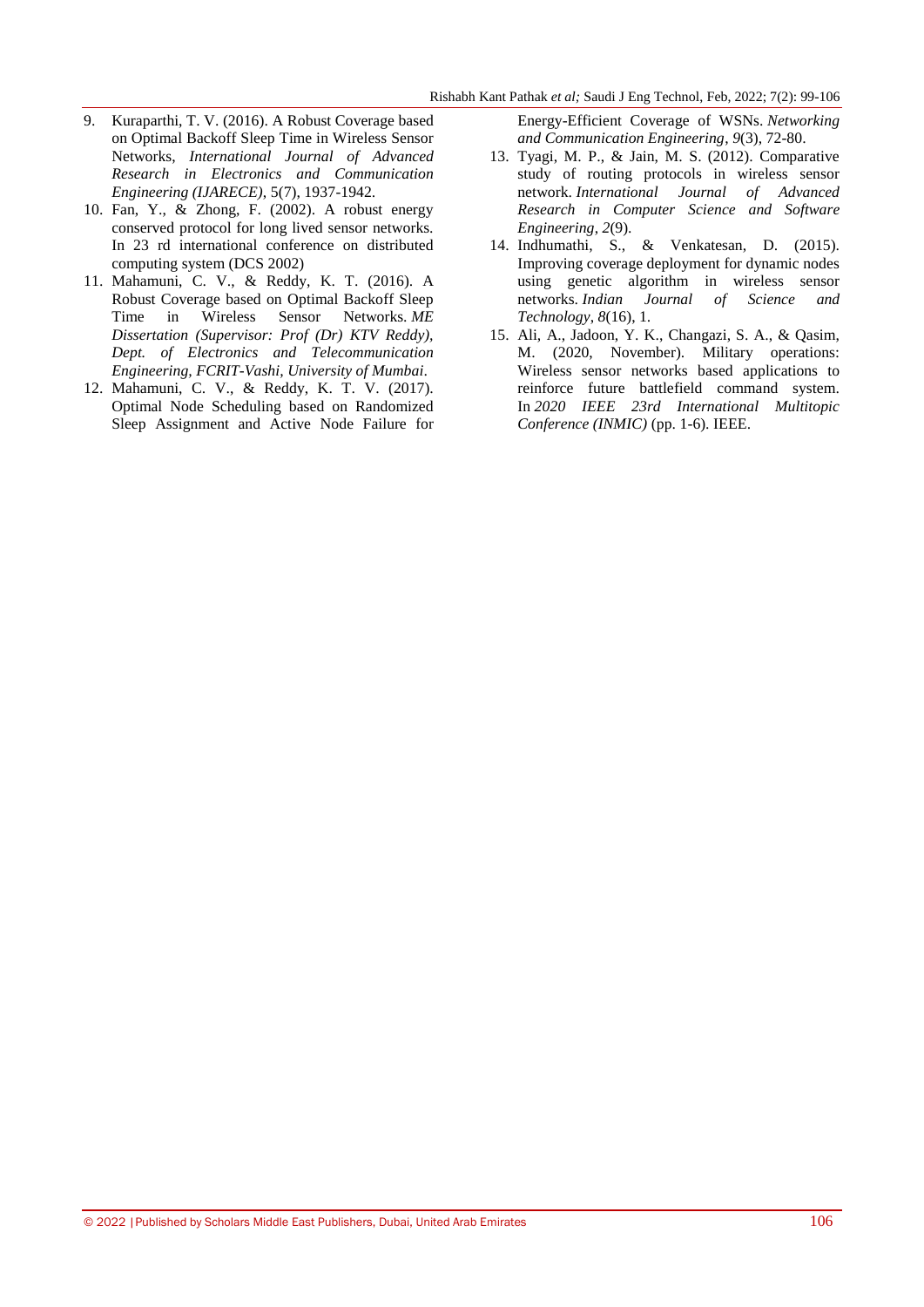9. Kuraparthi, T. V. (2016). A Robust Coverage based on Optimal Backoff Sleep Time in Wireless Sensor Networks, *International Journal of Advanced Research in Electronics and Communication Engineering (IJARECE)*, 5(7), 1937-1942.
10. Fan, Y., & Zhong, F. (2002). A robust energy conserved protocol for long lived sensor networks. In 23 rd international conference on distributed computing system (DCS 2002)
11. Mahamuni, C. V., & Reddy, K. T. (2016). A Robust Coverage based on Optimal Backoff Sleep Time in Wireless Sensor Networks. *ME Dissertation (Supervisor: Prof (Dr) KTV Reddy), Dept. of Electronics and Telecommunication Engineering, FCRIT-Vashi, University of Mumbai*.
12. Mahamuni, C. V., & Reddy, K. T. V. (2017). Optimal Node Scheduling based on Randomized Sleep Assignment and Active Node Failure for Energy-Efficient Coverage of WSNs. *Networking and Communication Engineering*, *9*(3), 72-80.
13. Tyagi, M. P., & Jain, M. S. (2012). Comparative study of routing protocols in wireless sensor network. *International Journal of Advanced Research in Computer Science and Software Engineering*, *2*(9).
14. Indhumathi, S., & Venkatesan, D. (2015). Improving coverage deployment for dynamic nodes using genetic algorithm in wireless sensor networks. *Indian Journal of Science and Technology*, *8*(16), 1.
15. Ali, A., Jadoon, Y. K., Changazi, S. A., & Qasim, M. (2020, November). Military operations: Wireless sensor networks based applications to reinforce future battlefield command system. In *2020 IEEE 23rd International Multitopic Conference (INMIC)* (pp. 1-6). IEEE.